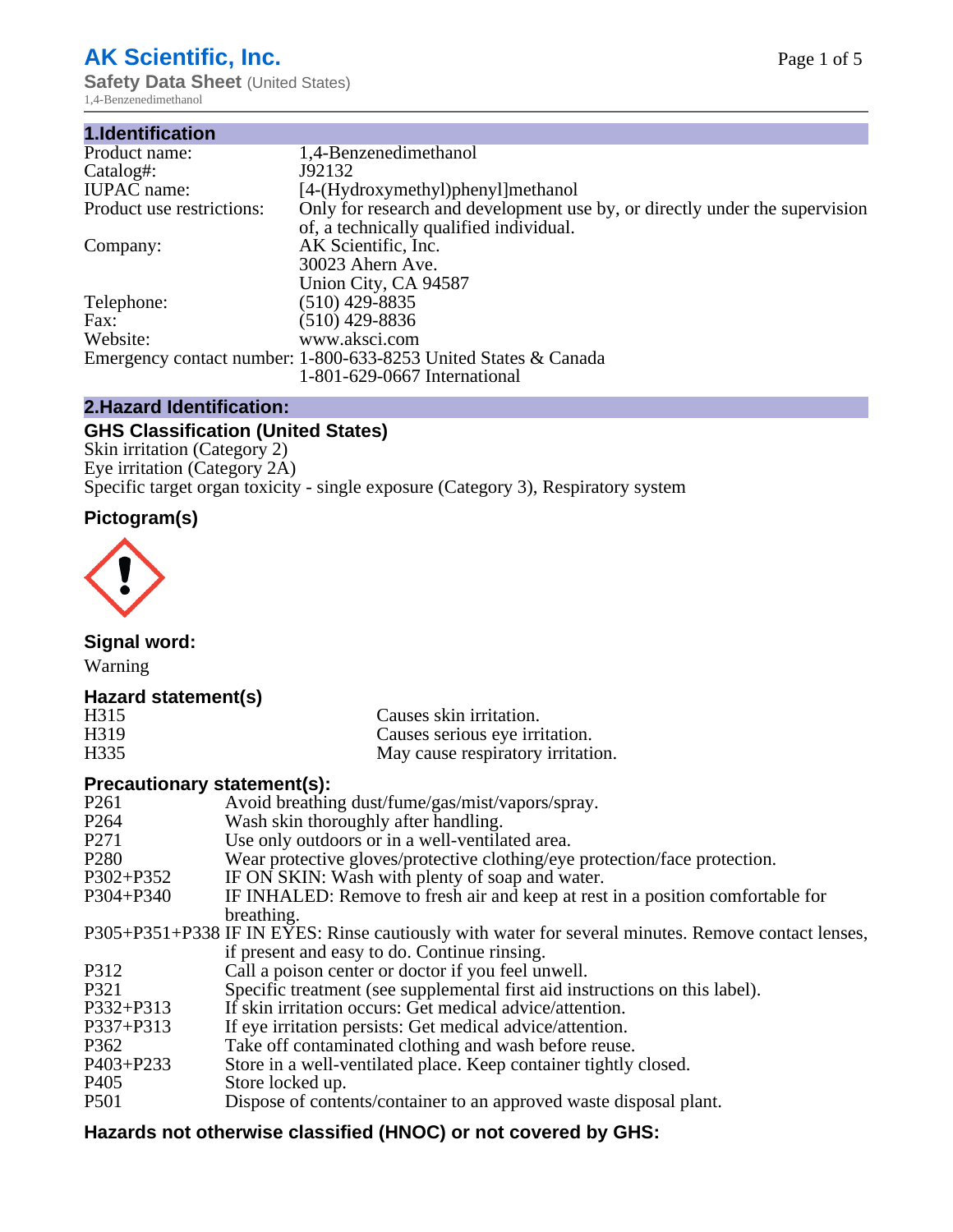# AK Scientific, Inc.

**Safety Data Sheet** (United States)

1,4-Benzenedimethanol

## 1.Identification

| | |
|---|---|
| Product name: | 1,4-Benzenedimethanol |
| Catalog#: | J92132 |
| IUPAC name: | [4-(Hydroxymethyl)phenyl]methanol |
| Product use restrictions: | Only for research and development use by, or directly under the supervision of, a technically qualified individual. |
| Company: | AK Scientific, Inc.<br>30023 Ahern Ave.<br>Union City, CA 94587 |
| Telephone: | (510) 429-8835 |
| Fax: | (510) 429-8836 |
| Website: | www.aksci.com |
| Emergency contact number: | 1-800-633-8253 United States & Canada<br>1-801-629-0667 International |

## 2.Hazard Identification:

### GHS Classification (United States)

Skin irritation (Category 2)
Eye irritation (Category 2A)
Specific target organ toxicity - single exposure (Category 3), Respiratory system

### Pictogram(s)

### Signal word:

Warning

### Hazard statement(s)

| | |
|---|---|
| H315 | Causes skin irritation. |
| H319 | Causes serious eye irritation. |
| H335 | May cause respiratory irritation. |

### Precautionary statement(s):

| | |
|---|---|
| P261 | Avoid breathing dust/fume/gas/mist/vapors/spray. |
| P264 | Wash skin thoroughly after handling. |
| P271 | Use only outdoors or in a well-ventilated area. |
| P280 | Wear protective gloves/protective clothing/eye protection/face protection. |
| P302+P352 | IF ON SKIN: Wash with plenty of soap and water. |
| P304+P340 | IF INHALED: Remove to fresh air and keep at rest in a position comfortable for breathing. |
| P305+P351+P338 | IF IN EYES: Rinse cautiously with water for several minutes. Remove contact lenses, if present and easy to do. Continue rinsing. |
| P312 | Call a poison center or doctor if you feel unwell. |
| P321 | Specific treatment (see supplemental first aid instructions on this label). |
| P332+P313 | If skin irritation occurs: Get medical advice/attention. |
| P337+P313 | If eye irritation persists: Get medical advice/attention. |
| P362 | Take off contaminated clothing and wash before reuse. |
| P403+P233 | Store in a well-ventilated place. Keep container tightly closed. |
| P405 | Store locked up. |
| P501 | Dispose of contents/container to an approved waste disposal plant. |

### Hazards not otherwise classified (HNOC) or not covered by GHS: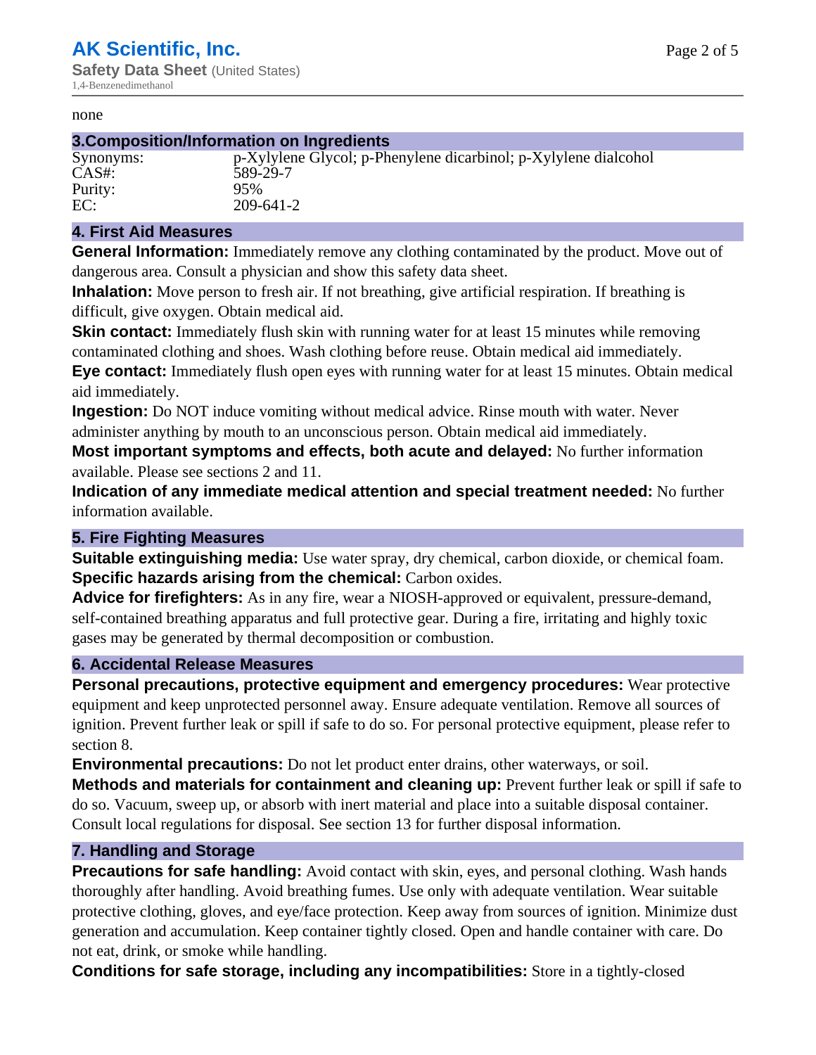none

## 3.Composition/Information on Ingredients

| | |
|---|---|
| Synonyms: | p-Xylylene Glycol; p-Phenylene dicarbinol; p-Xylylene dialcohol |
| CAS#: | 589-29-7 |
| Purity: | 95% |
| EC: | 209-641-2 |

## 4. First Aid Measures

**General Information:** Immediately remove any clothing contaminated by the product. Move out of dangerous area. Consult a physician and show this safety data sheet.

**Inhalation:** Move person to fresh air. If not breathing, give artificial respiration. If breathing is difficult, give oxygen. Obtain medical aid.

**Skin contact:** Immediately flush skin with running water for at least 15 minutes while removing contaminated clothing and shoes. Wash clothing before reuse. Obtain medical aid immediately.

**Eye contact:** Immediately flush open eyes with running water for at least 15 minutes. Obtain medical aid immediately.

**Ingestion:** Do NOT induce vomiting without medical advice. Rinse mouth with water. Never administer anything by mouth to an unconscious person. Obtain medical aid immediately.

**Most important symptoms and effects, both acute and delayed:** No further information available. Please see sections 2 and 11.

**Indication of any immediate medical attention and special treatment needed:** No further information available.

## 5. Fire Fighting Measures

**Suitable extinguishing media:** Use water spray, dry chemical, carbon dioxide, or chemical foam.

**Specific hazards arising from the chemical:** Carbon oxides.

**Advice for firefighters:** As in any fire, wear a NIOSH-approved or equivalent, pressure-demand, self-contained breathing apparatus and full protective gear. During a fire, irritating and highly toxic gases may be generated by thermal decomposition or combustion.

## 6. Accidental Release Measures

**Personal precautions, protective equipment and emergency procedures:** Wear protective equipment and keep unprotected personnel away. Ensure adequate ventilation. Remove all sources of ignition. Prevent further leak or spill if safe to do so. For personal protective equipment, please refer to section 8.

**Environmental precautions:** Do not let product enter drains, other waterways, or soil.

**Methods and materials for containment and cleaning up:** Prevent further leak or spill if safe to do so. Vacuum, sweep up, or absorb with inert material and place into a suitable disposal container. Consult local regulations for disposal. See section 13 for further disposal information.

## 7. Handling and Storage

**Precautions for safe handling:** Avoid contact with skin, eyes, and personal clothing. Wash hands thoroughly after handling. Avoid breathing fumes. Use only with adequate ventilation. Wear suitable protective clothing, gloves, and eye/face protection. Keep away from sources of ignition. Minimize dust generation and accumulation. Keep container tightly closed. Open and handle container with care. Do not eat, drink, or smoke while handling.

**Conditions for safe storage, including any incompatibilities:** Store in a tightly-closed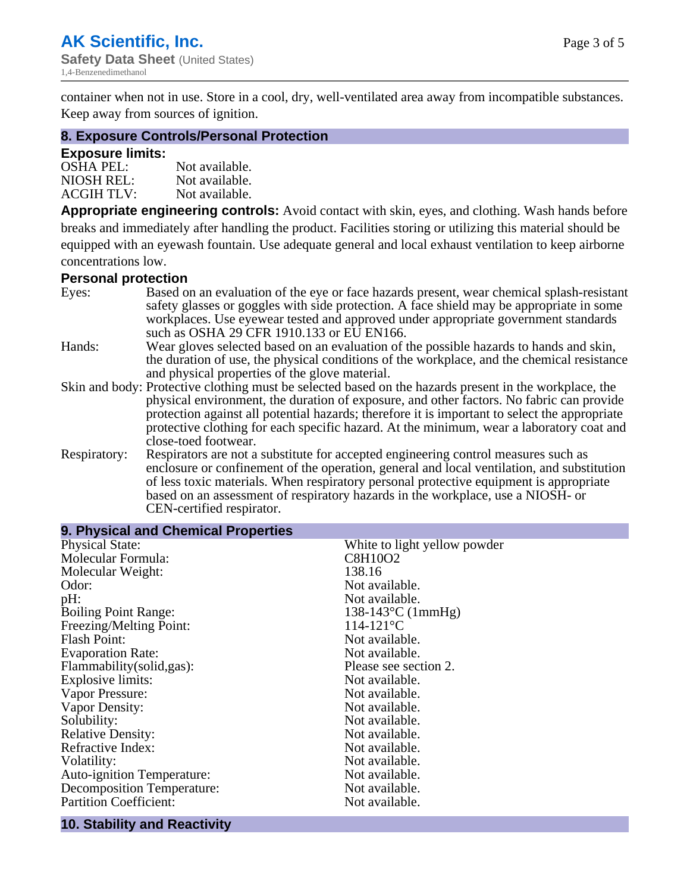container when not in use. Store in a cool, dry, well-ventilated area away from incompatible substances. Keep away from sources of ignition.

## 8. Exposure Controls/Personal Protection

### Exposure limits:

OSHA PEL: Not available.
NIOSH REL: Not available.
ACGIH TLV: Not available.

**Appropriate engineering controls:** Avoid contact with skin, eyes, and clothing. Wash hands before breaks and immediately after handling the product. Facilities storing or utilizing this material should be equipped with an eyewash fountain. Use adequate general and local exhaust ventilation to keep airborne concentrations low.

### Personal protection

Eyes: Based on an evaluation of the eye or face hazards present, wear chemical splash-resistant safety glasses or goggles with side protection. A face shield may be appropriate in some workplaces. Use eyewear tested and approved under appropriate government standards such as OSHA 29 CFR 1910.133 or EU EN166.

Hands: Wear gloves selected based on an evaluation of the possible hazards to hands and skin, the duration of use, the physical conditions of the workplace, and the chemical resistance and physical properties of the glove material.

Skin and body: Protective clothing must be selected based on the hazards present in the workplace, the physical environment, the duration of exposure, and other factors. No fabric can provide protection against all potential hazards; therefore it is important to select the appropriate protective clothing for each specific hazard. At the minimum, wear a laboratory coat and close-toed footwear.

Respiratory: Respirators are not a substitute for accepted engineering control measures such as enclosure or confinement of the operation, general and local ventilation, and substitution of less toxic materials. When respiratory personal protective equipment is appropriate based on an assessment of respiratory hazards in the workplace, use a NIOSH- or CEN-certified respirator.

## 9. Physical and Chemical Properties

| Property | Value |
|---|---|
| Physical State: | White to light yellow powder |
| Molecular Formula: | $C_8H_{10}O_2$ |
| Molecular Weight: | 138.16 |
| Odor: | Not available. |
| pH: | Not available. |
| Boiling Point Range: | 138-143°C (1mmHg) |
| Freezing/Melting Point: | 114-121°C |
| Flash Point: | Not available. |
| Evaporation Rate: | Not available. |
| Flammability(solid,gas): | Please see section 2. |
| Explosive limits: | Not available. |
| Vapor Pressure: | Not available. |
| Vapor Density: | Not available. |
| Solubility: | Not available. |
| Relative Density: | Not available. |
| Refractive Index: | Not available. |
| Volatility: | Not available. |
| Auto-ignition Temperature: | Not available. |
| Decomposition Temperature: | Not available. |
| Partition Coefficient: | Not available. |

## 10. Stability and Reactivity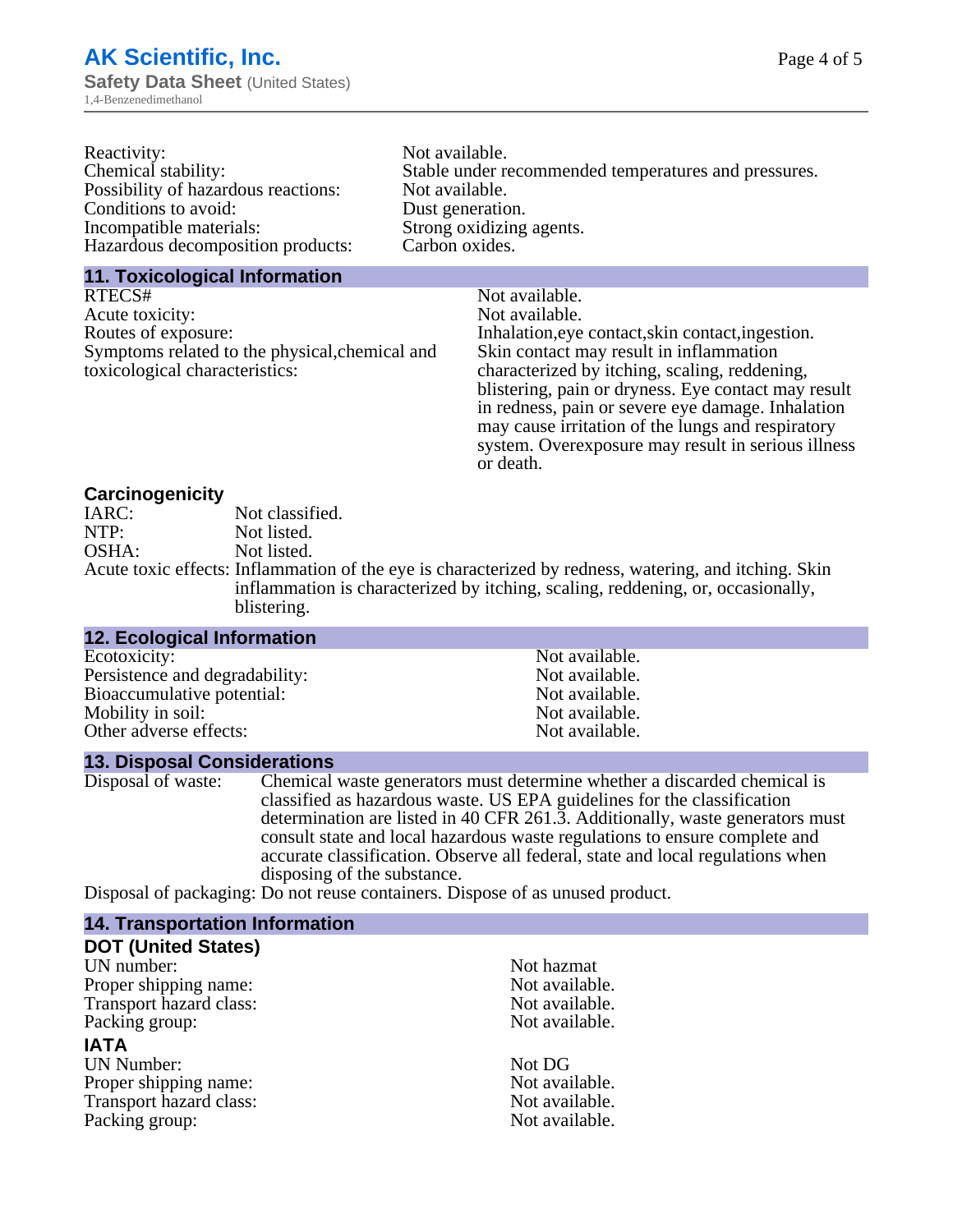| | |
|---|---|
| Reactivity: | Not available. |
| Chemical stability: | Stable under recommended temperatures and pressures. |
| Possibility of hazardous reactions: | Not available. |
| Conditions to avoid: | Dust generation. |
| Incompatible materials: | Strong oxidizing agents. |
| Hazardous decomposition products: | Carbon oxides. |

## 11. Toxicological Information

| | |
|---|---|
| RTECS# | Not available. |
| Acute toxicity: | Not available. |
| Routes of exposure: | Inhalation,eye contact,skin contact,ingestion. |
| Symptoms related to the physical,chemical and toxicological characteristics: | Skin contact may result in inflammation characterized by itching, scaling, reddening, blistering, pain or dryness. Eye contact may result in redness, pain or severe eye damage. Inhalation may cause irritation of the lungs and respiratory system. Overexposure may result in serious illness or death. |

### Carcinogenicity

| | |
|---|---|
| IARC: | Not classified. |
| NTP: | Not listed. |
| OSHA: | Not listed. |
| Acute toxic effects: | Inflammation of the eye is characterized by redness, watering, and itching. Skin inflammation is characterized by itching, scaling, reddening, or, occasionally, blistering. |

## 12. Ecological Information

| | |
|---|---|
| Ecotoxicity: | Not available. |
| Persistence and degradability: | Not available. |
| Bioaccumulative potential: | Not available. |
| Mobility in soil: | Not available. |
| Other adverse effects: | Not available. |

## 13. Disposal Considerations

| | |
|---|---|
| Disposal of waste: | Chemical waste generators must determine whether a discarded chemical is classified as hazardous waste. US EPA guidelines for the classification determination are listed in 40 CFR 261.3. Additionally, waste generators must consult state and local hazardous waste regulations to ensure complete and accurate classification. Observe all federal, state and local regulations when disposing of the substance. |
| Disposal of packaging: | Do not reuse containers. Dispose of as unused product. |

## 14. Transportation Information

### DOT (United States)

| | |
|---|---|
| UN number: | Not hazmat |
| Proper shipping name: | Not available. |
| Transport hazard class: | Not available. |
| Packing group: | Not available. |

### IATA

| | |
|---|---|
| UN Number: | Not DG |
| Proper shipping name: | Not available. |
| Transport hazard class: | Not available. |
| Packing group: | Not available. |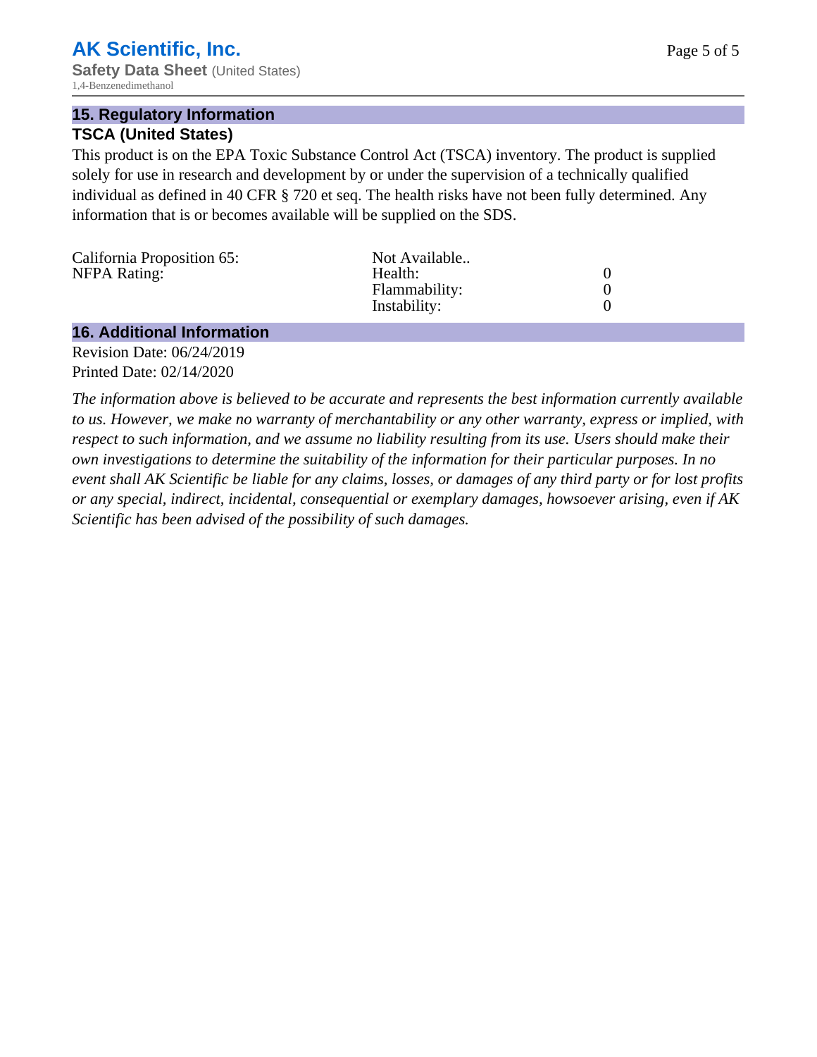## 15. Regulatory Information

### TSCA (United States)

This product is on the EPA Toxic Substance Control Act (TSCA) inventory. The product is supplied solely for use in research and development by or under the supervision of a technically qualified individual as defined in 40 CFR § 720 et seq. The health risks have not been fully determined. Any information that is or becomes available will be supplied on the SDS.

| | | |
|---|---|---|
| California Proposition 65: | Not Available.. | |
| NFPA Rating: | Health: | 0 |
| | Flammability: | 0 |
| | Instability: | 0 |

## 16. Additional Information

Revision Date: 06/24/2019
Printed Date: 02/14/2020

*The information above is believed to be accurate and represents the best information currently available to us. However, we make no warranty of merchantability or any other warranty, express or implied, with respect to such information, and we assume no liability resulting from its use. Users should make their own investigations to determine the suitability of the information for their particular purposes. In no event shall AK Scientific be liable for any claims, losses, or damages of any third party or for lost profits or any special, indirect, incidental, consequential or exemplary damages, howsoever arising, even if AK Scientific has been advised of the possibility of such damages.*